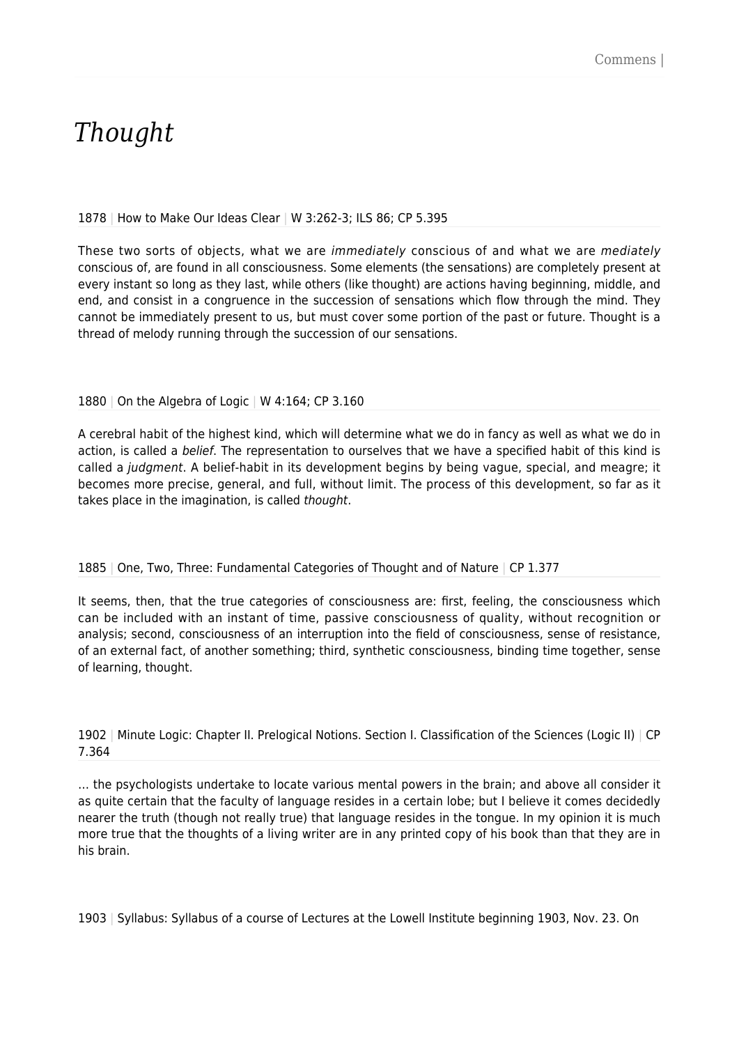# *Thought*

1878 | How to Make Our Ideas Clear | W 3:262-3; ILS 86; CP 5.395

These two sorts of objects, what we are *immediately* conscious of and what we are *mediately* conscious of, are found in all consciousness. Some elements (the sensations) are completely present at every instant so long as they last, while others (like thought) are actions having beginning, middle, and end, and consist in a congruence in the succession of sensations which flow through the mind. They cannot be immediately present to us, but must cover some portion of the past or future. Thought is a thread of melody running through the succession of our sensations.

1880 | On the Algebra of Logic | W 4:164; CP 3.160

A cerebral habit of the highest kind, which will determine what we do in fancy as well as what we do in action, is called a *belief*. The representation to ourselves that we have a specified habit of this kind is called a *judgment*. A belief-habit in its development begins by being vague, special, and meagre; it becomes more precise, general, and full, without limit. The process of this development, so far as it takes place in the imagination, is called *thought*.

1885 | One, Two, Three: Fundamental Categories of Thought and of Nature | CP 1.377

It seems, then, that the true categories of consciousness are: first, feeling, the consciousness which can be included with an instant of time, passive consciousness of quality, without recognition or analysis; second, consciousness of an interruption into the field of consciousness, sense of resistance, of an external fact, of another something; third, synthetic consciousness, binding time together, sense of learning, thought.

1902 | Minute Logic: Chapter II. Prelogical Notions. Section I. Classification of the Sciences (Logic II) | CP 7.364

… the psychologists undertake to locate various mental powers in the brain; and above all consider it as quite certain that the faculty of language resides in a certain lobe; but I believe it comes decidedly nearer the truth (though not really true) that language resides in the tongue. In my opinion it is much more true that the thoughts of a living writer are in any printed copy of his book than that they are in his brain.

1903 | Syllabus: Syllabus of a course of Lectures at the Lowell Institute beginning 1903, Nov. 23. On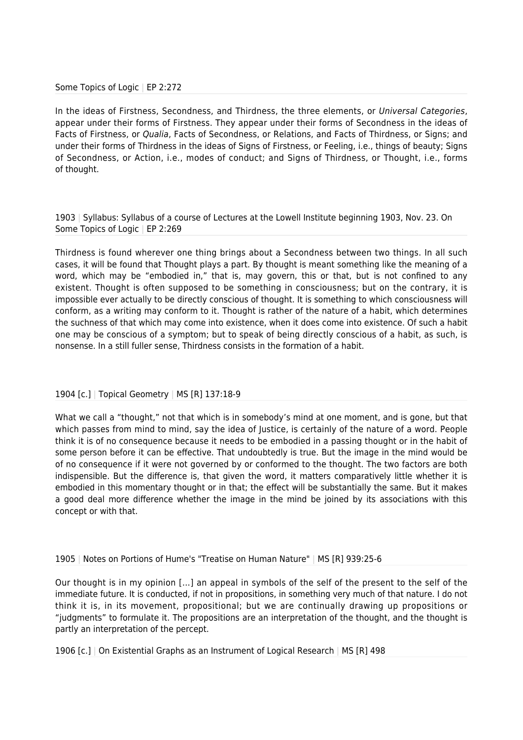Some Topics of Logic | EP 2:272

In the ideas of Firstness, Secondness, and Thirdness, the three elements, or *Universal Categories*, appear under their forms of Firstness. They appear under their forms of Secondness in the ideas of Facts of Firstness, or *Qualia*, Facts of Secondness, or Relations, and Facts of Thirdness, or Signs; and under their forms of Thirdness in the ideas of Signs of Firstness, or Feeling, i.e., things of beauty; Signs of Secondness, or Action, i.e., modes of conduct; and Signs of Thirdness, or Thought, i.e., forms of thought.

1903 | Syllabus: Syllabus of a course of Lectures at the Lowell Institute beginning 1903, Nov. 23. On Some Topics of Logic | EP 2:269

Thirdness is found wherever one thing brings about a Secondness between two things. In all such cases, it will be found that Thought plays a part. By thought is meant something like the meaning of a word, which may be "embodied in," that is, may govern, this or that, but is not confined to any existent. Thought is often supposed to be something in consciousness; but on the contrary, it is impossible ever actually to be directly conscious of thought. It is something to which consciousness will conform, as a writing may conform to it. Thought is rather of the nature of a habit, which determines the suchness of that which may come into existence, when it does come into existence. Of such a habit one may be conscious of a symptom; but to speak of being directly conscious of a habit, as such, is nonsense. In a still fuller sense, Thirdness consists in the formation of a habit.

1904 [c.] | Topical Geometry | MS [R] 137:18-9

What we call a "thought," not that which is in somebody's mind at one moment, and is gone, but that which passes from mind to mind, say the idea of Justice, is certainly of the nature of a word. People think it is of no consequence because it needs to be embodied in a passing thought or in the habit of some person before it can be effective. That undoubtedly is true. But the image in the mind would be of no consequence if it were not governed by or conformed to the thought. The two factors are both indispensible. But the difference is, that given the word, it matters comparatively little whether it is embodied in this momentary thought or in that; the effect will be substantially the same. But it makes a good deal more difference whether the image in the mind be joined by its associations with this concept or with that.

1905 | Notes on Portions of Hume's "Treatise on Human Nature" | MS [R] 939:25-6

Our thought is in my opinion […] an appeal in symbols of the self of the present to the self of the immediate future. It is conducted, if not in propositions, in something very much of that nature. I do not think it is, in its movement, propositional; but we are continually drawing up propositions or "judgments" to formulate it. The propositions are an interpretation of the thought, and the thought is partly an interpretation of the percept.

1906 [c.] | On Existential Graphs as an Instrument of Logical Research | MS [R] 498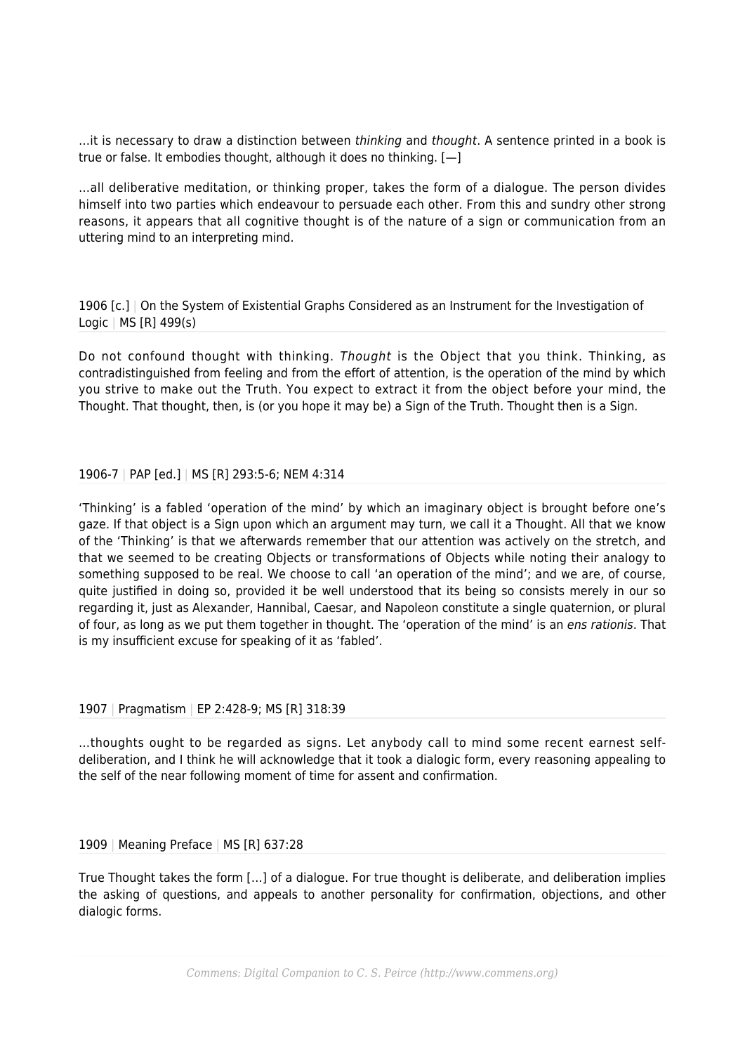…it is necessary to draw a distinction between *thinking* and *thought*. A sentence printed in a book is true or false. It embodies thought, although it does no thinking. [—]

…all deliberative meditation, or thinking proper, takes the form of a dialogue. The person divides himself into two parties which endeavour to persuade each other. From this and sundry other strong reasons, it appears that all cognitive thought is of the nature of a sign or communication from an uttering mind to an interpreting mind.

1906 [c.] | On the System of Existential Graphs Considered as an Instrument for the Investigation of Logic | MS [R] 499(s)

Do not confound thought with thinking. *Thought* is the Object that you think. Thinking, as contradistinguished from feeling and from the effort of attention, is the operation of the mind by which you strive to make out the Truth. You expect to extract it from the object before your mind, the Thought. That thought, then, is (or you hope it may be) a Sign of the Truth. Thought then is a Sign.

1906-7 | PAP [ed.] | MS [R] 293:5-6; NEM 4:314

'Thinking' is a fabled 'operation of the mind' by which an imaginary object is brought before one's gaze. If that object is a Sign upon which an argument may turn, we call it a Thought. All that we know of the 'Thinking' is that we afterwards remember that our attention was actively on the stretch, and that we seemed to be creating Objects or transformations of Objects while noting their analogy to something supposed to be real. We choose to call 'an operation of the mind'; and we are, of course, quite justified in doing so, provided it be well understood that its being so consists merely in our so regarding it, just as Alexander, Hannibal, Caesar, and Napoleon constitute a single quaternion, or plural of four, as long as we put them together in thought. The 'operation of the mind' is an *ens rationis*. That is my insufficient excuse for speaking of it as 'fabled'.

1907 | Pragmatism | EP 2:428-9; MS [R] 318:39

…thoughts ought to be regarded as signs. Let anybody call to mind some recent earnest self-deliberation, and I think he will acknowledge that it took a dialogic form, every reasoning appealing to the self of the near following moment of time for assent and confirmation.

1909 | Meaning Preface | MS [R] 637:28

True Thought takes the form […] of a dialogue. For true thought is deliberate, and deliberation implies the asking of questions, and appeals to another personality for confirmation, objections, and other dialogic forms.